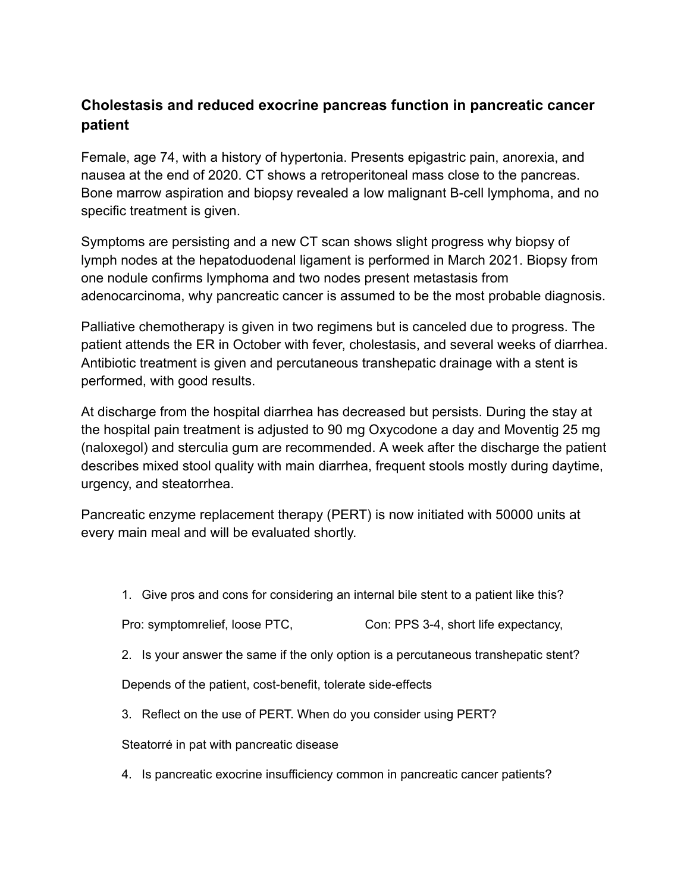## Cholestasis and reduced exocrine pancreas function in pancreatic cancer patient

Female, age 74, with a history of hypertonia. Presents epigastric pain, anorexia, and nausea at the end of 2020. CT shows a retroperitoneal mass close to the pancreas. Bone marrow aspiration and biopsy revealed a low malignant B-cell lymphoma, and no specific treatment is given.

Symptoms are persisting and a new CT scan shows slight progress why biopsy of lymph nodes at the hepatoduodenal ligament is performed in March 2021. Biopsy from one nodule confirms lymphoma and two nodes present metastasis from adenocarcinoma, why pancreatic cancer is assumed to be the most probable diagnosis.

Palliative chemotherapy is given in two regimens but is canceled due to progress. The patient attends the ER in October with fever, cholestasis, and several weeks of diarrhea. Antibiotic treatment is given and percutaneous transhepatic drainage with a stent is performed, with good results.

At discharge from the hospital diarrhea has decreased but persists. During the stay at the hospital pain treatment is adjusted to 90 mg Oxycodone a day and Moventig 25 mg (naloxegol) and sterculia gum are recommended. A week after the discharge the patient describes mixed stool quality with main diarrhea, frequent stools mostly during daytime, urgency, and steatorrhea.

Pancreatic enzyme replacement therapy (PERT) is now initiated with 50000 units at every main meal and will be evaluated shortly.

1. Give pros and cons for considering an internal bile stent to a patient like this?

   Pro: symptomrelief, loose PTC, Con: PPS 3-4, short life expectancy,

2. Is your answer the same if the only option is a percutaneous transhepatic stent?

   Depends of the patient, cost-benefit, tolerate side-effects

3. Reflect on the use of PERT. When do you consider using PERT?

   Steatorré in pat with pancreatic disease

4. Is pancreatic exocrine insufficiency common in pancreatic cancer patients?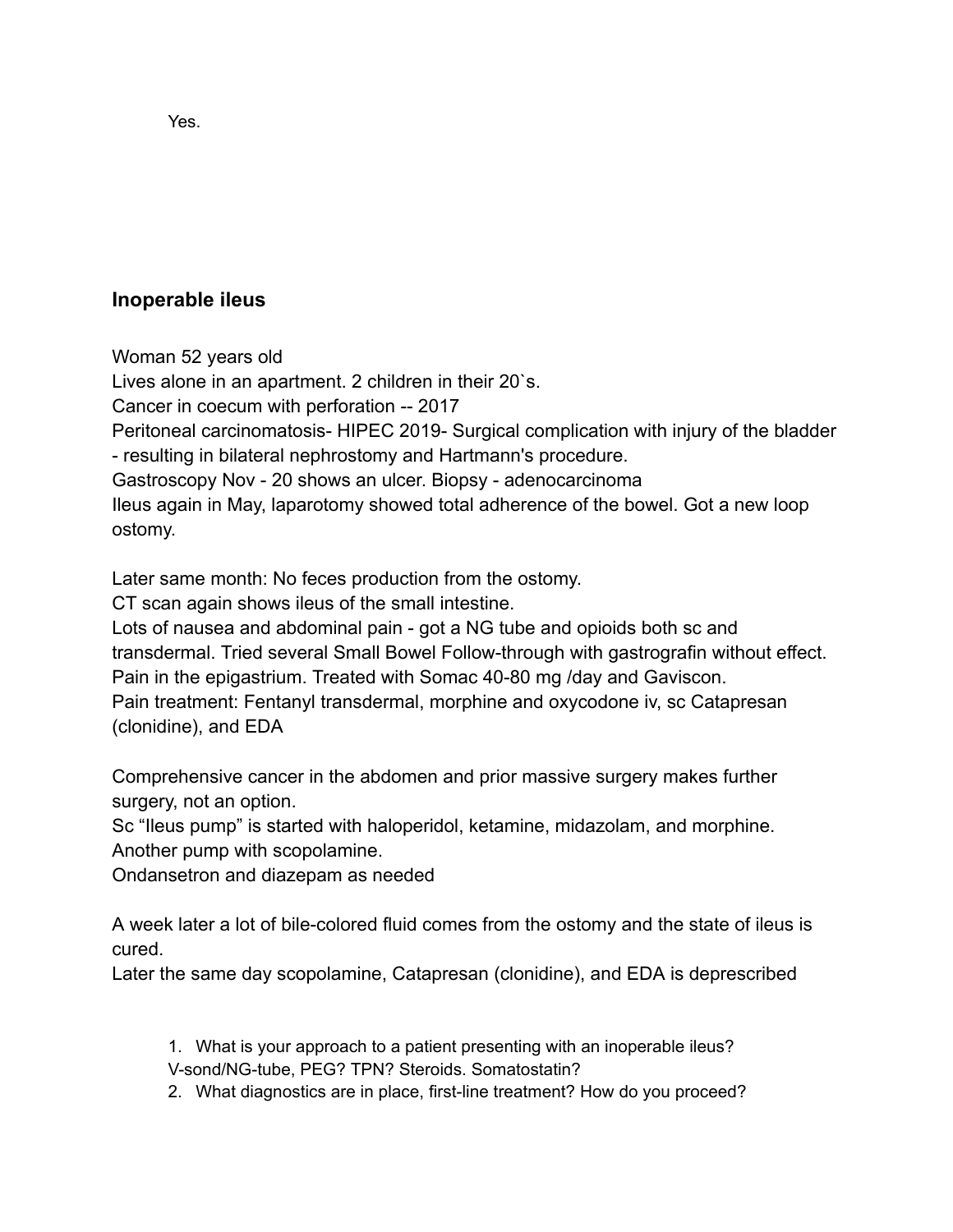Yes.

## Inoperable ileus

Woman 52 years old
Lives alone in an apartment. 2 children in their 20`s.
Cancer in coecum with perforation -- 2017
Peritoneal carcinomatosis- HIPEC 2019- Surgical complication with injury of the bladder - resulting in bilateral nephrostomy and Hartmann's procedure.
Gastroscopy Nov - 20 shows an ulcer. Biopsy - adenocarcinoma
Ileus again in May, laparotomy showed total adherence of the bowel. Got a new loop ostomy.

Later same month: No feces production from the ostomy.
CT scan again shows ileus of the small intestine.
Lots of nausea and abdominal pain - got a NG tube and opioids both sc and transdermal. Tried several Small Bowel Follow-through with gastrografin without effect.
Pain in the epigastrium. Treated with Somac 40-80 mg /day and Gaviscon.
Pain treatment: Fentanyl transdermal, morphine and oxycodone iv, sc Catapresan (clonidine), and EDA

Comprehensive cancer in the abdomen and prior massive surgery makes further surgery, not an option.
Sc "Ileus pump" is started with haloperidol, ketamine, midazolam, and morphine.
Another pump with scopolamine.
Ondansetron and diazepam as needed

A week later a lot of bile-colored fluid comes from the ostomy and the state of ileus is cured.
Later the same day scopolamine, Catapresan (clonidine), and EDA is deprescribed

1. What is your approach to a patient presenting with an inoperable ileus? V-sond/NG-tube, PEG? TPN? Steroids. Somatostatin?
2. What diagnostics are in place, first-line treatment? How do you proceed?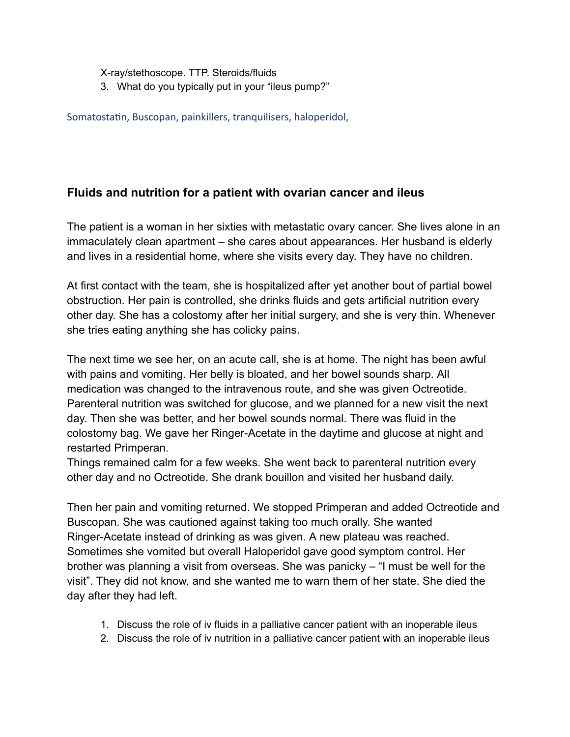X-ray/stethoscope. TTP. Steroids/fluids

3. What do you typically put in your "ileus pump?"

Somatostatin, Buscopan, painkillers, tranquilisers, haloperidol,

## Fluids and nutrition for a patient with ovarian cancer and ileus

The patient is a woman in her sixties with metastatic ovary cancer. She lives alone in an immaculately clean apartment – she cares about appearances. Her husband is elderly and lives in a residential home, where she visits every day. They have no children.

At first contact with the team, she is hospitalized after yet another bout of partial bowel obstruction. Her pain is controlled, she drinks fluids and gets artificial nutrition every other day. She has a colostomy after her initial surgery, and she is very thin. Whenever she tries eating anything she has colicky pains.

The next time we see her, on an acute call, she is at home. The night has been awful with pains and vomiting. Her belly is bloated, and her bowel sounds sharp. All medication was changed to the intravenous route, and she was given Octreotide. Parenteral nutrition was switched for glucose, and we planned for a new visit the next day. Then she was better, and her bowel sounds normal. There was fluid in the colostomy bag. We gave her Ringer-Acetate in the daytime and glucose at night and restarted Primperan.

Things remained calm for a few weeks. She went back to parenteral nutrition every other day and no Octreotide. She drank bouillon and visited her husband daily.

Then her pain and vomiting returned. We stopped Primperan and added Octreotide and Buscopan. She was cautioned against taking too much orally. She wanted Ringer-Acetate instead of drinking as was given. A new plateau was reached. Sometimes she vomited but overall Haloperidol gave good symptom control. Her brother was planning a visit from overseas. She was panicky – "I must be well for the visit". They did not know, and she wanted me to warn them of her state. She died the day after they had left.

1. Discuss the role of iv fluids in a palliative cancer patient with an inoperable ileus
2. Discuss the role of iv nutrition in a palliative cancer patient with an inoperable ileus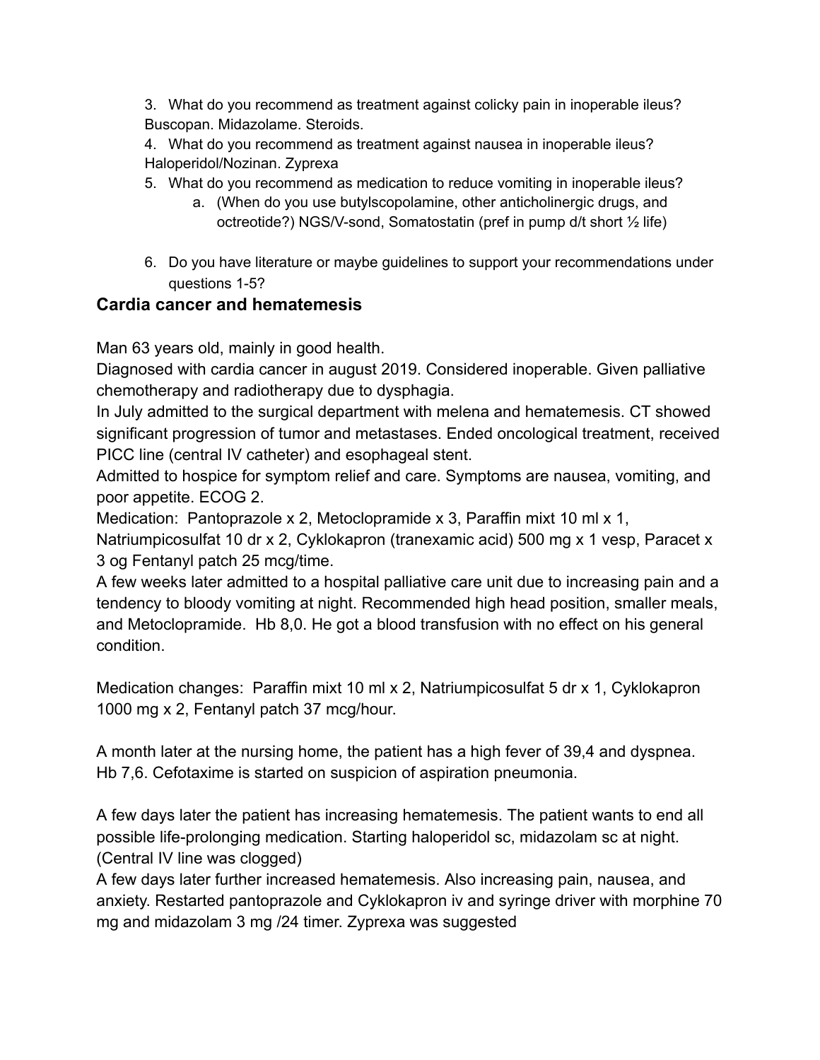3. What do you recommend as treatment against colicky pain in inoperable ileus?
   Buscopan. Midazolame. Steroids.
4. What do you recommend as treatment against nausea in inoperable ileus?
   Haloperidol/Nozinan. Zyprexa
5. What do you recommend as medication to reduce vomiting in inoperable ileus?
   a. (When do you use butylscopolamine, other anticholinergic drugs, and octreotide?) NGS/V-sond, Somatostatin (pref in pump d/t short ½ life)
6. Do you have literature or maybe guidelines to support your recommendations under questions 1-5?

## Cardia cancer and hematemesis

Man 63 years old, mainly in good health.
Diagnosed with cardia cancer in august 2019. Considered inoperable. Given palliative chemotherapy and radiotherapy due to dysphagia.
In July admitted to the surgical department with melena and hematemesis. CT showed significant progression of tumor and metastases. Ended oncological treatment, received PICC line (central IV catheter) and esophageal stent.
Admitted to hospice for symptom relief and care. Symptoms are nausea, vomiting, and poor appetite. ECOG 2.
Medication: Pantoprazole x 2, Metoclopramide x 3, Paraffin mixt 10 ml x 1, Natriumpicosulfat 10 dr x 2, Cyklokapron (tranexamic acid) 500 mg x 1 vesp, Paracet x 3 og Fentanyl patch 25 mcg/time.
A few weeks later admitted to a hospital palliative care unit due to increasing pain and a tendency to bloody vomiting at night. Recommended high head position, smaller meals, and Metoclopramide. Hb 8,0. He got a blood transfusion with no effect on his general condition.

Medication changes: Paraffin mixt 10 ml x 2, Natriumpicosulfat 5 dr x 1, Cyklokapron 1000 mg x 2, Fentanyl patch 37 mcg/hour.

A month later at the nursing home, the patient has a high fever of 39,4 and dyspnea. Hb 7,6. Cefotaxime is started on suspicion of aspiration pneumonia.

A few days later the patient has increasing hematemesis. The patient wants to end all possible life-prolonging medication. Starting haloperidol sc, midazolam sc at night. (Central IV line was clogged)
A few days later further increased hematemesis. Also increasing pain, nausea, and anxiety. Restarted pantoprazole and Cyklokapron iv and syringe driver with morphine 70 mg and midazolam 3 mg /24 timer. Zyprexa was suggested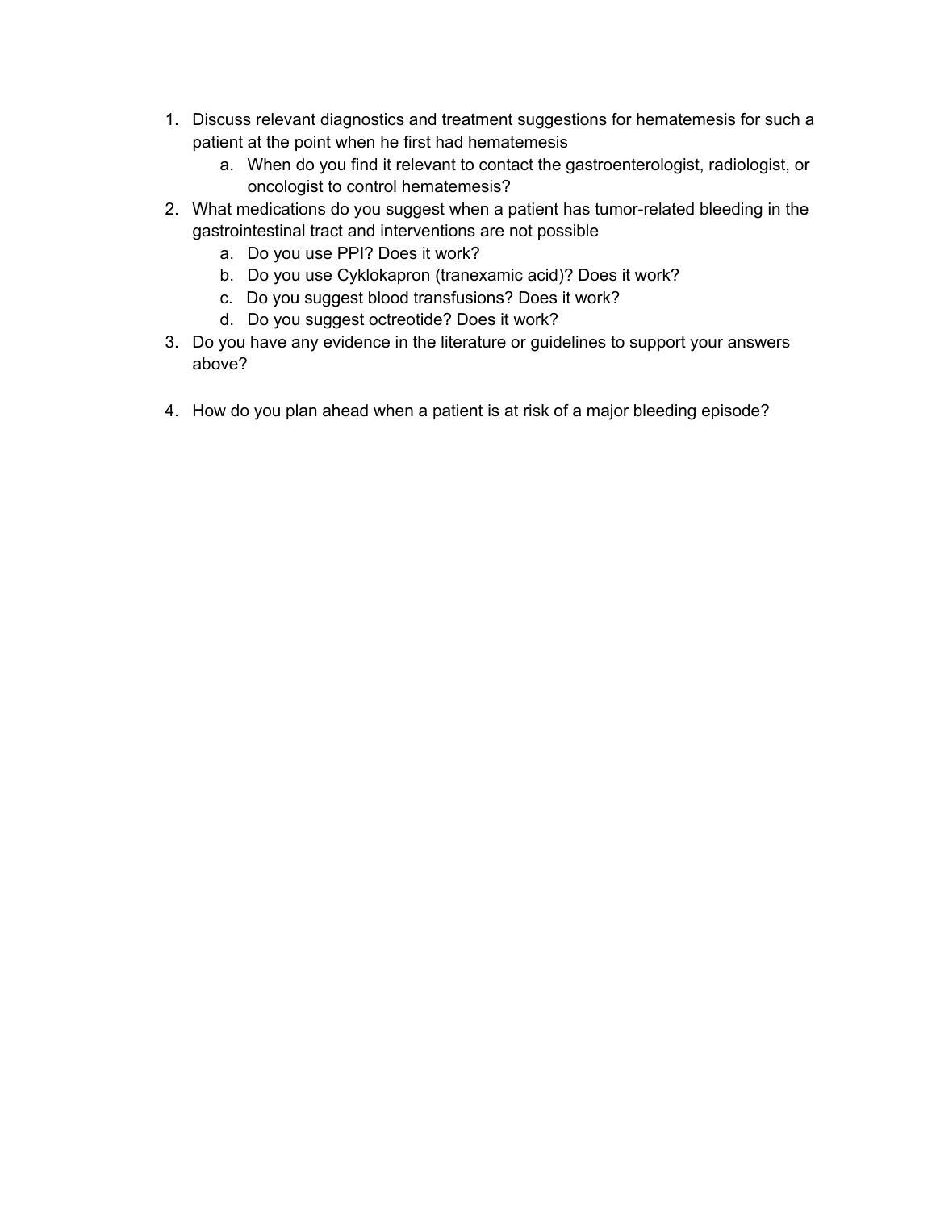1. Discuss relevant diagnostics and treatment suggestions for hematemesis for such a patient at the point when he first had hematemesis
    a. When do you find it relevant to contact the gastroenterologist, radiologist, or oncologist to control hematemesis?
2. What medications do you suggest when a patient has tumor-related bleeding in the gastrointestinal tract and interventions are not possible
    a. Do you use PPI? Does it work?
    b. Do you use Cyklokapron (tranexamic acid)? Does it work?
    c. Do you suggest blood transfusions? Does it work?
    d. Do you suggest octreotide? Does it work?
3. Do you have any evidence in the literature or guidelines to support your answers above?

4. How do you plan ahead when a patient is at risk of a major bleeding episode?